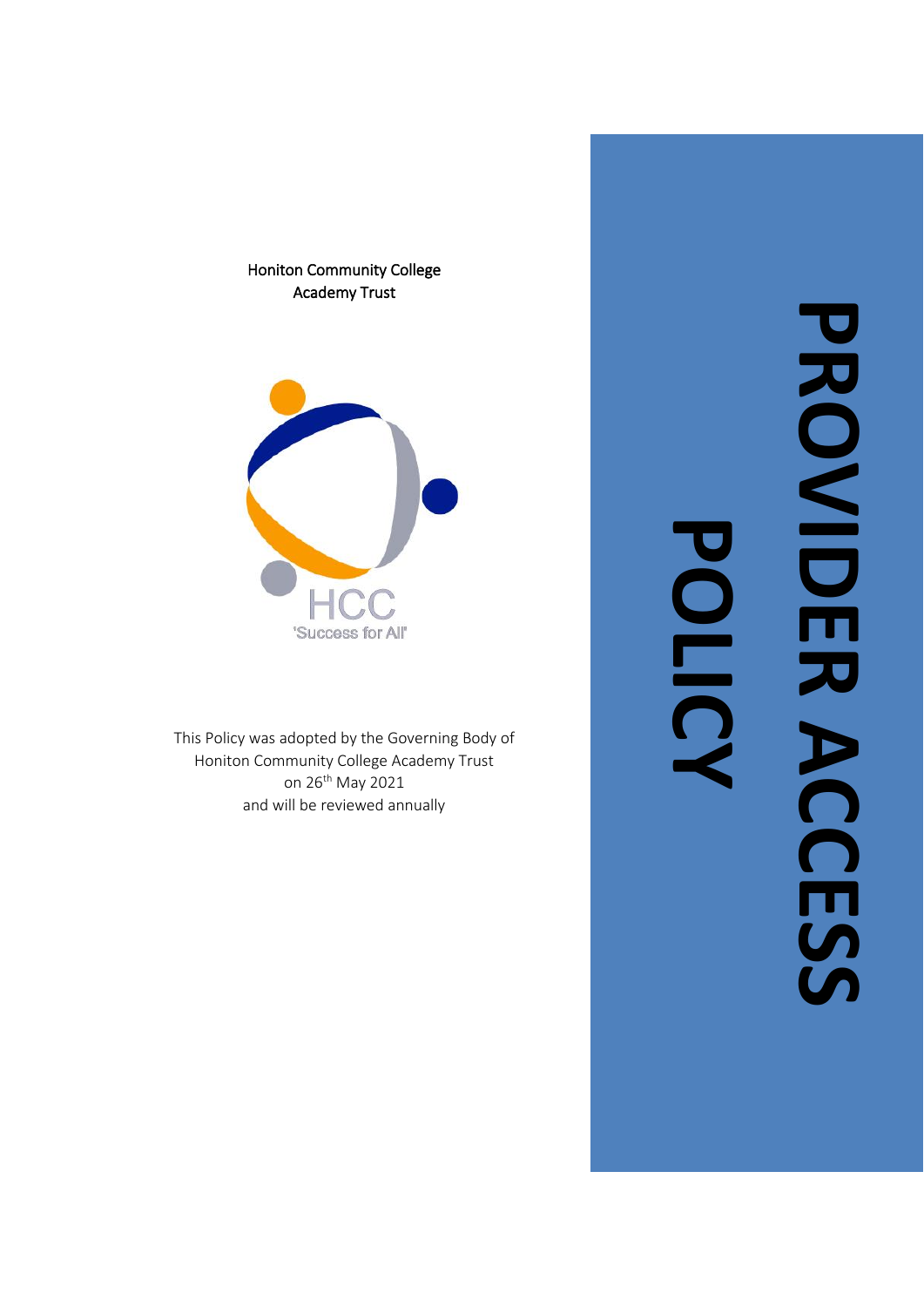# PROVIDER ACCESS POLICY

Honiton Community College
Academy Trust

HCC
'Success for All'

This Policy was adopted by the Governing Body of
Honiton Community College Academy Trust
on 26th May 2021
and will be reviewed annually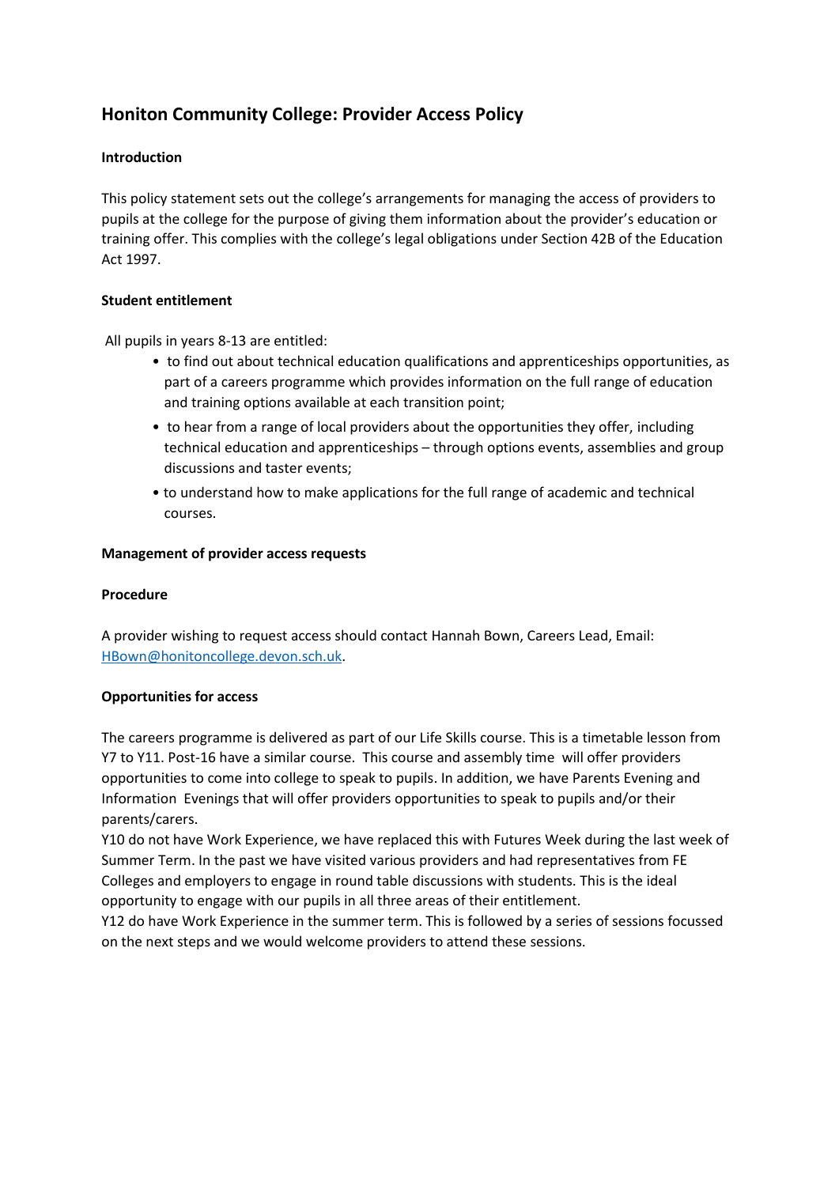# Honiton Community College: Provider Access Policy

**Introduction**

This policy statement sets out the college's arrangements for managing the access of providers to pupils at the college for the purpose of giving them information about the provider's education or training offer. This complies with the college's legal obligations under Section 42B of the Education Act 1997.

**Student entitlement**

All pupils in years 8-13 are entitled:

- to find out about technical education qualifications and apprenticeships opportunities, as part of a careers programme which provides information on the full range of education and training options available at each transition point;
- to hear from a range of local providers about the opportunities they offer, including technical education and apprenticeships – through options events, assemblies and group discussions and taster events;
- to understand how to make applications for the full range of academic and technical courses.

**Management of provider access requests**

**Procedure**

A provider wishing to request access should contact Hannah Bown, Careers Lead, Email: [HBown@honitoncollege.devon.sch.uk](mailto:HBown@honitoncollege.devon.sch.uk).

**Opportunities for access**

The careers programme is delivered as part of our Life Skills course. This is a timetable lesson from Y7 to Y11. Post-16 have a similar course. This course and assembly time will offer providers opportunities to come into college to speak to pupils. In addition, we have Parents Evening and Information Evenings that will offer providers opportunities to speak to pupils and/or their parents/carers.

Y10 do not have Work Experience, we have replaced this with Futures Week during the last week of Summer Term. In the past we have visited various providers and had representatives from FE Colleges and employers to engage in round table discussions with students. This is the ideal opportunity to engage with our pupils in all three areas of their entitlement.

Y12 do have Work Experience in the summer term. This is followed by a series of sessions focussed on the next steps and we would welcome providers to attend these sessions.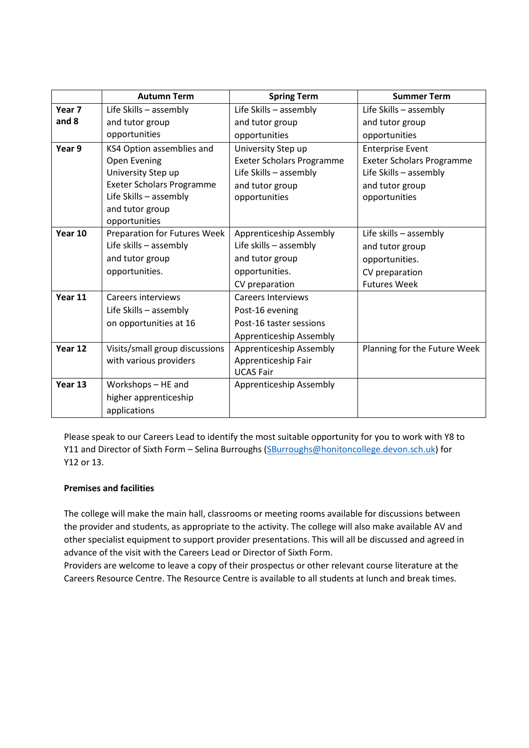| | Autumn Term | Spring Term | Summer Term |
|---|---|---|---|
| **Year 7 and 8** | Life Skills – assembly and tutor group opportunities | Life Skills – assembly and tutor group opportunities | Life Skills – assembly and tutor group opportunities |
| **Year 9** | KS4 Option assemblies and Open Evening<br>University Step up<br>Exeter Scholars Programme<br>Life Skills – assembly and tutor group opportunities | University Step up<br>Exeter Scholars Programme<br>Life Skills – assembly and tutor group opportunities | Enterprise Event<br>Exeter Scholars Programme<br>Life Skills – assembly and tutor group opportunities |
| **Year 10** | Preparation for Futures Week<br>Life skills – assembly and tutor group opportunities. | Apprenticeship Assembly<br>Life skills – assembly and tutor group opportunities.<br>CV preparation | Life skills – assembly and tutor group opportunities.<br>CV preparation<br>Futures Week |
| **Year 11** | Careers interviews<br>Life Skills – assembly on opportunities at 16 | Careers Interviews<br>Post-16 evening<br>Post-16 taster sessions<br>Apprenticeship Assembly | |
| **Year 12** | Visits/small group discussions with various providers | Apprenticeship Assembly<br>Apprenticeship Fair<br>UCAS Fair | Planning for the Future Week |
| **Year 13** | Workshops – HE and higher apprenticeship applications | Apprenticeship Assembly | |

Please speak to our Careers Lead to identify the most suitable opportunity for you to work with Y8 to Y11 and Director of Sixth Form – Selina Burroughs (SBurroughs@honitoncollege.devon.sch.uk) for Y12 or 13.

**Premises and facilities**

The college will make the main hall, classrooms or meeting rooms available for discussions between the provider and students, as appropriate to the activity. The college will also make available AV and other specialist equipment to support provider presentations. This will all be discussed and agreed in advance of the visit with the Careers Lead or Director of Sixth Form.
Providers are welcome to leave a copy of their prospectus or other relevant course literature at the Careers Resource Centre. The Resource Centre is available to all students at lunch and break times.